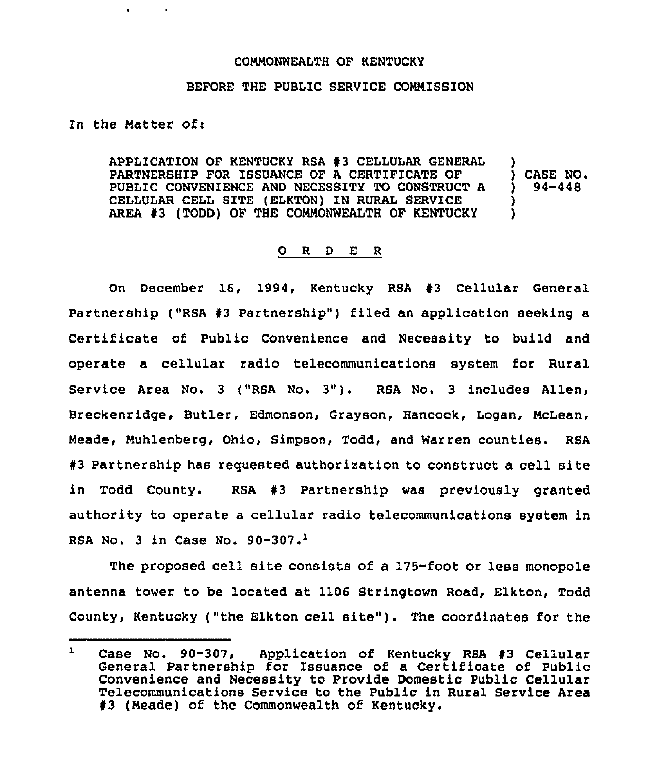COMMONWEALTH OF KENTUCKY

BEFORE THE PUBLIC SERVICE COMMISSION

In the Matter of:

| | |
|---|---|
| APPLICATION OF KENTUCKY RSA #3 CELLULAR GENERAL PARTNERSHIP FOR ISSUANCE OF A CERTIFICATE OF PUBLIC CONVENIENCE AND NECESSITY TO CONSTRUCT A CELLULAR CELL SITE (ELKTON) IN RURAL SERVICE AREA #3 (TODD) OF THE COMMONWEALTH OF KENTUCKY | CASE NO. 94-448 |

# O R D E R

On December 16, 1994, Kentucky RSA #3 Cellular General Partnership ("RSA #3 Partnership") filed an application seeking a Certificate of Public Convenience and Necessity to build and operate a cellular radio telecommunications system for Rural Service Area No. 3 ("RSA No. 3"). RSA No. 3 includes Allen, Breckenridge, Butler, Edmonson, Grayson, Hancock, Logan, McLean, Meade, Muhlenberg, Ohio, Simpson, Todd, and Warren counties. RSA #3 Partnership has requested authorization to construct a cell site in Todd County. RSA #3 Partnership was previously granted authority to operate a cellular radio telecommunications system in RSA No. 3 in Case No. 90-307.[1]

The proposed cell site consists of a 175-foot or less monopole antenna tower to be located at 1106 Stringtown Road, Elkton, Todd County, Kentucky ("the Elkton cell site"). The coordinates for the

---

[1] Case No. 90-307, Application of Kentucky RSA #3 Cellular General Partnership for Issuance of a Certificate of Public Convenience and Necessity to Provide Domestic Public Cellular Telecommunications Service to the Public in Rural Service Area #3 (Meade) of the Commonwealth of Kentucky.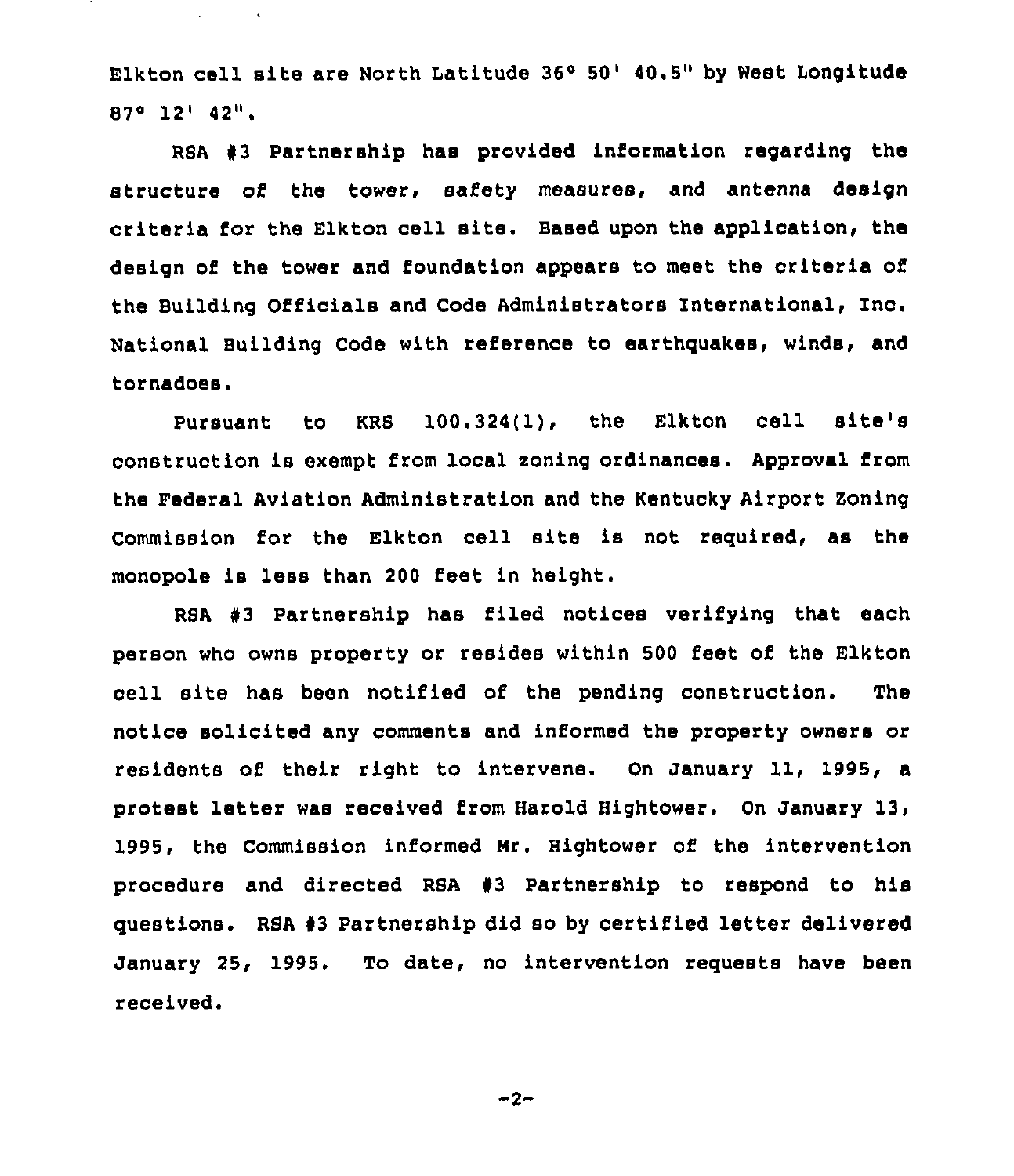Elkton cell site are North Latitude 36° 50' 40.5" by West Longitude 87° 12' 42".

RSA #3 Partnership has provided information regarding the structure of the tower, safety measures, and antenna design criteria for the Elkton cell site. Based upon the application, the design of the tower and foundation appears to meet the criteria of the Building Officials and Code Administrators International, Inc. National Building Code with reference to earthquakes, winds, and tornadoes.

Pursuant to KRS 100.324(1), the Elkton cell site's construction is exempt from local zoning ordinances. Approval from the Federal Aviation Administration and the Kentucky Airport Zoning Commission for the Elkton cell site is not required, as the monopole is less than 200 feet in height.

RSA #3 Partnership has filed notices verifying that each person who owns property or resides within 500 feet of the Elkton cell site has been notified of the pending construction. The notice solicited any comments and informed the property owners or residents of their right to intervene. On January 11, 1995, a protest letter was received from Harold Hightower. On January 13, 1995, the Commission informed Mr. Hightower of the intervention procedure and directed RSA #3 Partnership to respond to his questions. RSA #3 Partnership did so by certified letter delivered January 25, 1995. To date, no intervention requests have been received.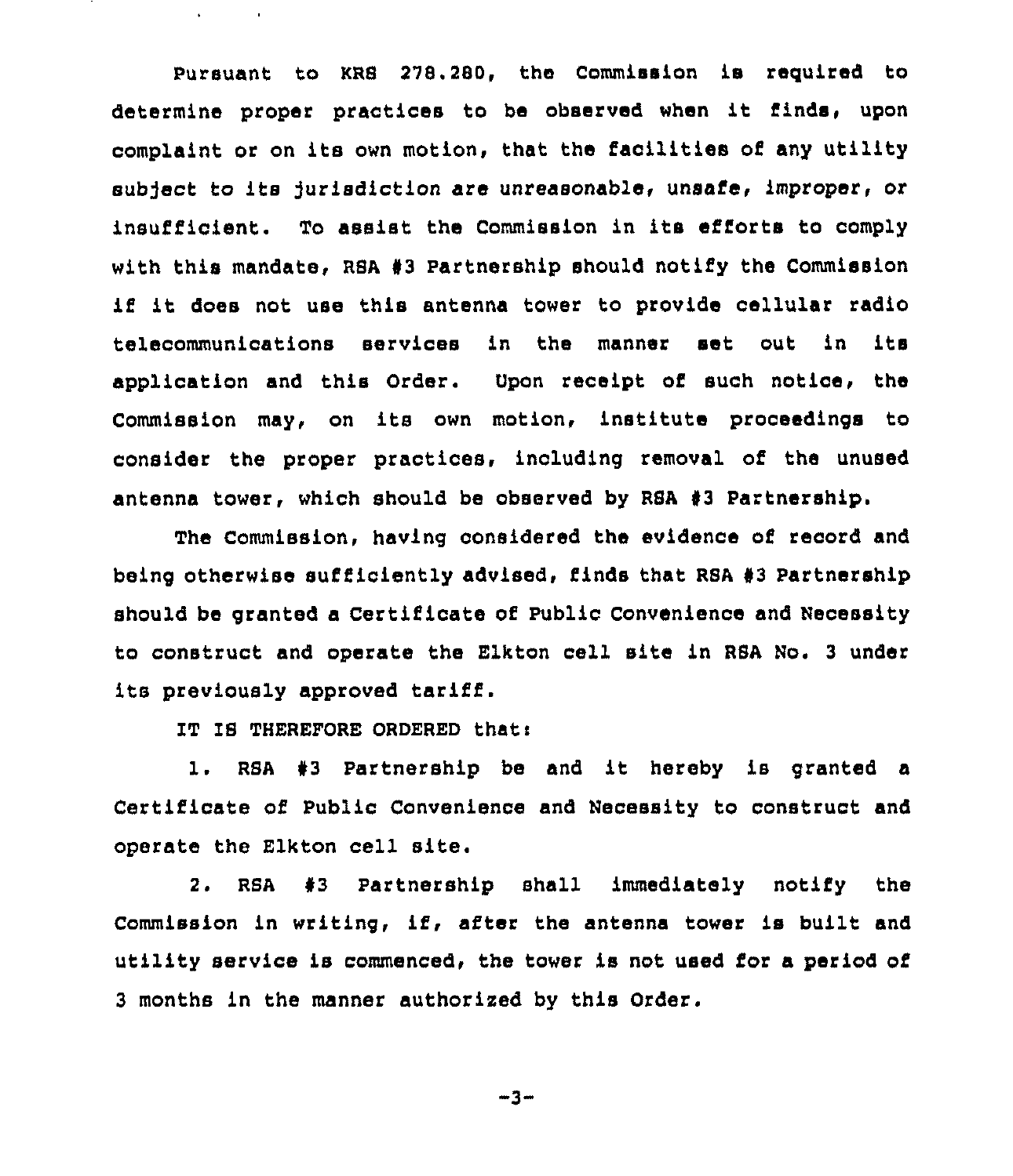Pursuant to KRS 278.280, the Commission is required to determine proper practices to be observed when it finds, upon complaint or on its own motion, that the facilities of any utility subject to its jurisdiction are unreasonable, unsafe, improper, or insufficient. To assist the Commission in its efforts to comply with this mandate, RSA #3 Partnership should notify the Commission if it does not use this antenna tower to provide cellular radio telecommunications services in the manner set out in its application and this Order. Upon receipt of such notice, the Commission may, on its own motion, institute proceedings to consider the proper practices, including removal of the unused antenna tower, which should be observed by RSA #3 Partnership.

The Commission, having considered the evidence of record and being otherwise sufficiently advised, finds that RSA #3 Partnership should be granted a Certificate of Public Convenience and Necessity to construct and operate the Elkton cell site in RSA No. 3 under its previously approved tariff.

IT IS THEREFORE ORDERED that:

1. RSA #3 Partnership be and it hereby is granted a Certificate of Public Convenience and Necessity to construct and operate the Elkton cell site.

2. RSA #3 Partnership shall immediately notify the Commission in writing, if, after the antenna tower is built and utility service is commenced, the tower is not used for a period of 3 months in the manner authorized by this Order.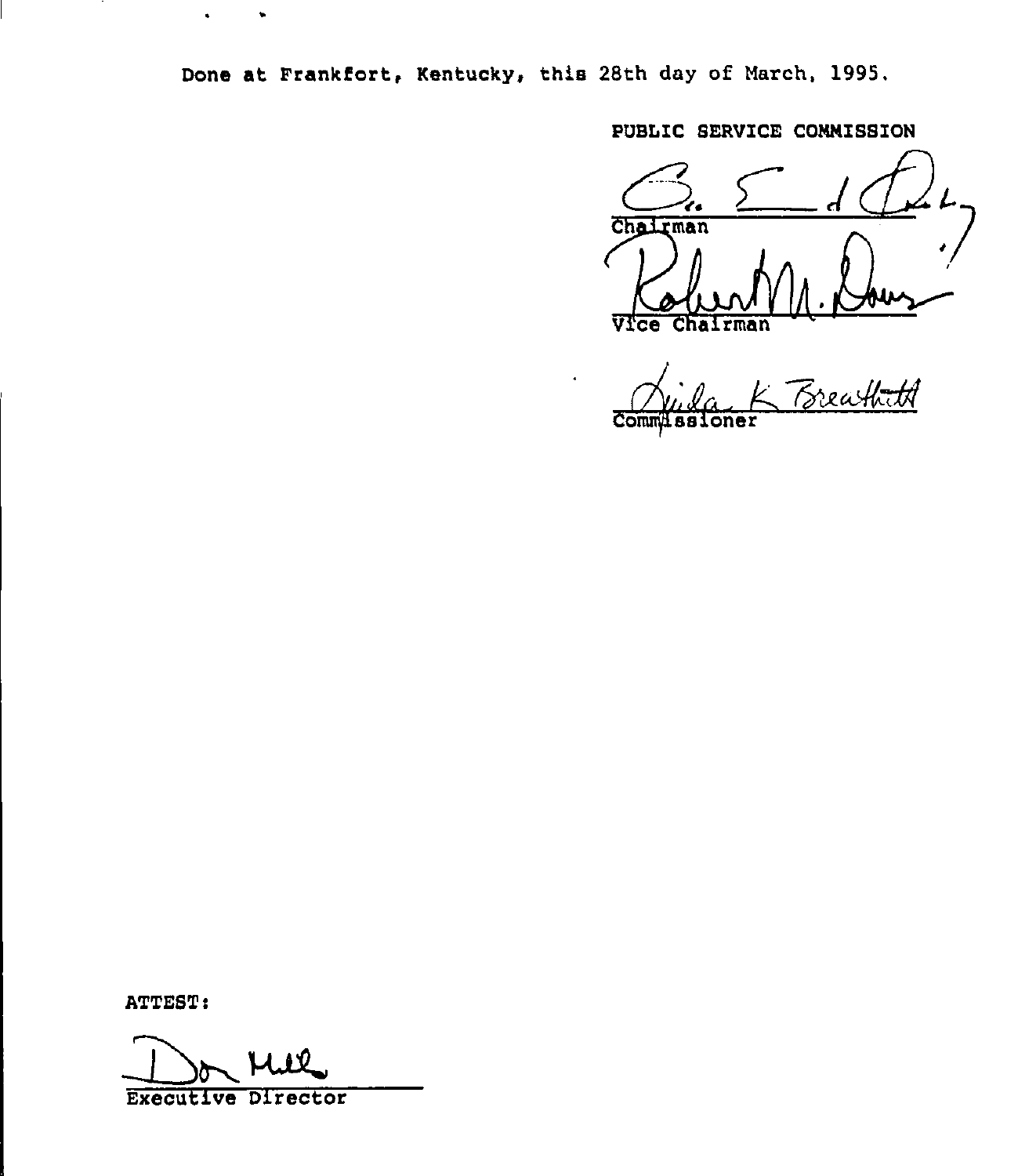Done at Frankfort, Kentucky, this 28th day of March, 1995.

PUBLIC SERVICE COMMISSION

Chairman

Vice Chairman

Commissioner

ATTEST:

Executive Director